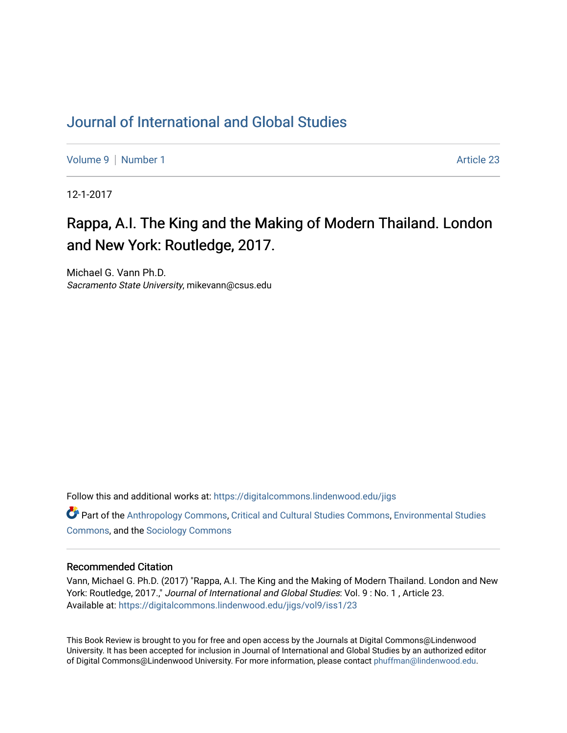# Journal of International and Global Studies

Volume 9 | Number 1 Article 23

12-1-2017

## Rappa, A.I. The King and the Making of Modern Thailand. London and New York: Routledge, 2017.

Michael G. Vann Ph.D.
*Sacramento State University*, mikevann@csus.edu

Follow this and additional works at: https://digitalcommons.lindenwood.edu/jigs

Part of the Anthropology Commons, Critical and Cultural Studies Commons, Environmental Studies Commons, and the Sociology Commons

### Recommended Citation

Vann, Michael G. Ph.D. (2017) "Rappa, A.I. The King and the Making of Modern Thailand. London and New York: Routledge, 2017.," *Journal of International and Global Studies*: Vol. 9 : No. 1 , Article 23.
Available at: https://digitalcommons.lindenwood.edu/jigs/vol9/iss1/23

This Book Review is brought to you for free and open access by the Journals at Digital Commons@Lindenwood University. It has been accepted for inclusion in Journal of International and Global Studies by an authorized editor of Digital Commons@Lindenwood University. For more information, please contact phuffman@lindenwood.edu.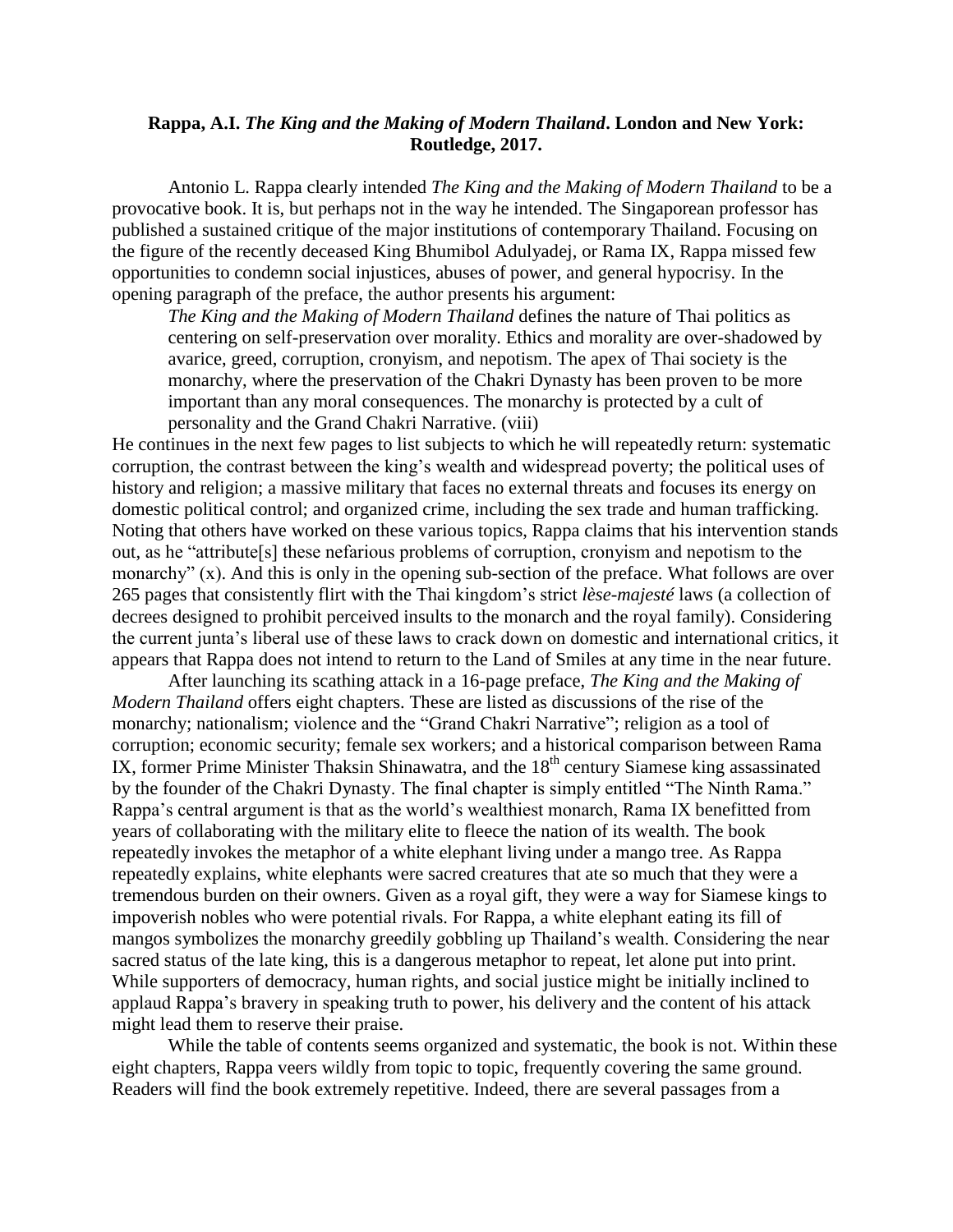**Rappa, A.I. *The King and the Making of Modern Thailand*. London and New York: Routledge, 2017.**

Antonio L. Rappa clearly intended *The King and the Making of Modern Thailand* to be a provocative book. It is, but perhaps not in the way he intended. The Singaporean professor has published a sustained critique of the major institutions of contemporary Thailand. Focusing on the figure of the recently deceased King Bhumibol Adulyadej, or Rama IX, Rappa missed few opportunities to condemn social injustices, abuses of power, and general hypocrisy. In the opening paragraph of the preface, the author presents his argument:

> *The King and the Making of Modern Thailand* defines the nature of Thai politics as centering on self-preservation over morality. Ethics and morality are over-shadowed by avarice, greed, corruption, cronyism, and nepotism. The apex of Thai society is the monarchy, where the preservation of the Chakri Dynasty has been proven to be more important than any moral consequences. The monarchy is protected by a cult of personality and the Grand Chakri Narrative. (viii)

He continues in the next few pages to list subjects to which he will repeatedly return: systematic corruption, the contrast between the king's wealth and widespread poverty; the political uses of history and religion; a massive military that faces no external threats and focuses its energy on domestic political control; and organized crime, including the sex trade and human trafficking. Noting that others have worked on these various topics, Rappa claims that his intervention stands out, as he "attribute[s] these nefarious problems of corruption, cronyism and nepotism to the monarchy" (x). And this is only in the opening sub-section of the preface. What follows are over 265 pages that consistently flirt with the Thai kingdom's strict *lèse-majesté* laws (a collection of decrees designed to prohibit perceived insults to the monarch and the royal family). Considering the current junta's liberal use of these laws to crack down on domestic and international critics, it appears that Rappa does not intend to return to the Land of Smiles at any time in the near future.

After launching its scathing attack in a 16-page preface, *The King and the Making of Modern Thailand* offers eight chapters. These are listed as discussions of the rise of the monarchy; nationalism; violence and the "Grand Chakri Narrative"; religion as a tool of corruption; economic security; female sex workers; and a historical comparison between Rama IX, former Prime Minister Thaksin Shinawatra, and the 18th century Siamese king assassinated by the founder of the Chakri Dynasty. The final chapter is simply entitled "The Ninth Rama." Rappa's central argument is that as the world's wealthiest monarch, Rama IX benefitted from years of collaborating with the military elite to fleece the nation of its wealth. The book repeatedly invokes the metaphor of a white elephant living under a mango tree. As Rappa repeatedly explains, white elephants were sacred creatures that ate so much that they were a tremendous burden on their owners. Given as a royal gift, they were a way for Siamese kings to impoverish nobles who were potential rivals. For Rappa, a white elephant eating its fill of mangos symbolizes the monarchy greedily gobbling up Thailand's wealth. Considering the near sacred status of the late king, this is a dangerous metaphor to repeat, let alone put into print. While supporters of democracy, human rights, and social justice might be initially inclined to applaud Rappa's bravery in speaking truth to power, his delivery and the content of his attack might lead them to reserve their praise.

While the table of contents seems organized and systematic, the book is not. Within these eight chapters, Rappa veers wildly from topic to topic, frequently covering the same ground. Readers will find the book extremely repetitive. Indeed, there are several passages from a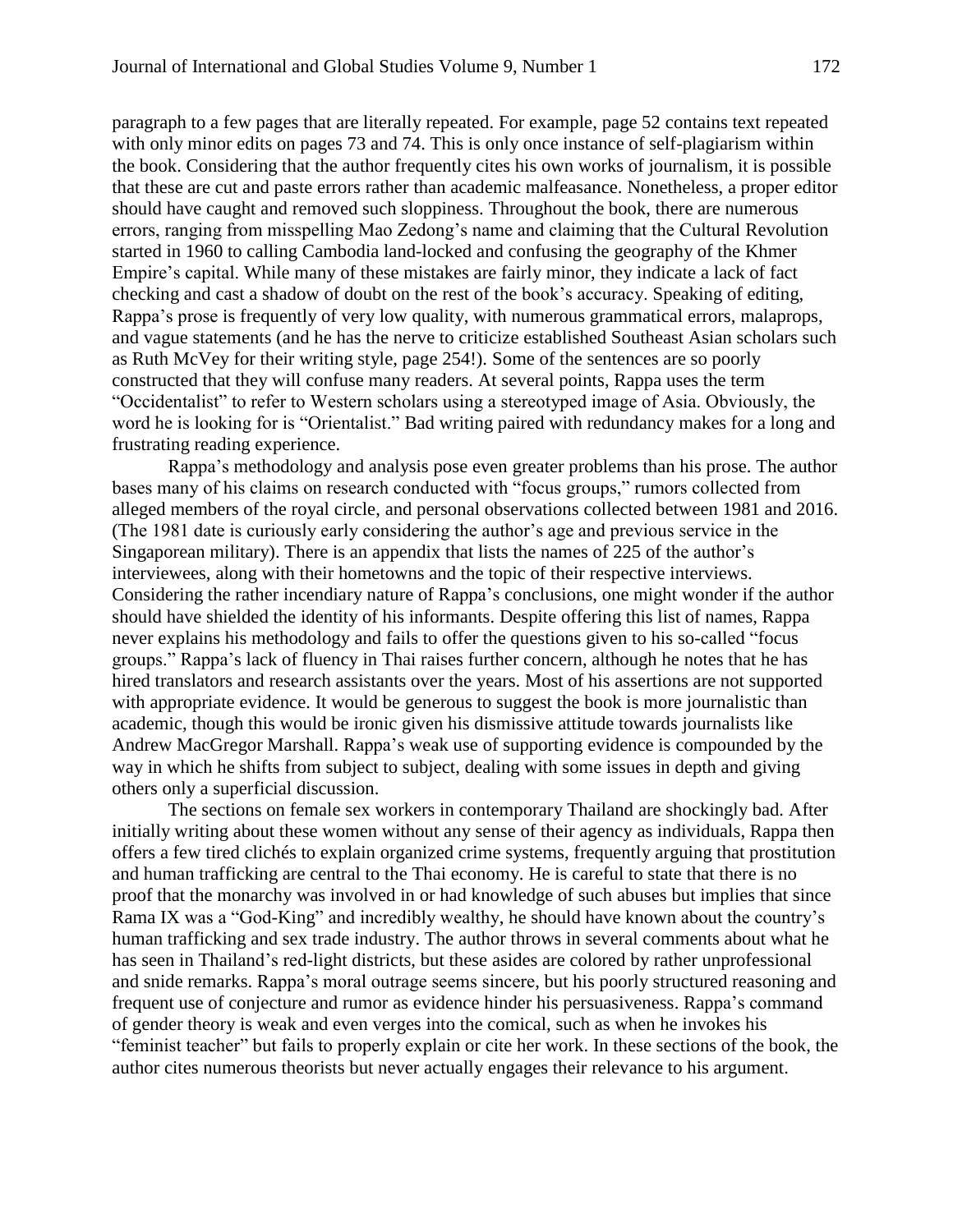paragraph to a few pages that are literally repeated. For example, page 52 contains text repeated with only minor edits on pages 73 and 74. This is only once instance of self-plagiarism within the book. Considering that the author frequently cites his own works of journalism, it is possible that these are cut and paste errors rather than academic malfeasance. Nonetheless, a proper editor should have caught and removed such sloppiness. Throughout the book, there are numerous errors, ranging from misspelling Mao Zedong's name and claiming that the Cultural Revolution started in 1960 to calling Cambodia land-locked and confusing the geography of the Khmer Empire's capital. While many of these mistakes are fairly minor, they indicate a lack of fact checking and cast a shadow of doubt on the rest of the book's accuracy. Speaking of editing, Rappa's prose is frequently of very low quality, with numerous grammatical errors, malaprops, and vague statements (and he has the nerve to criticize established Southeast Asian scholars such as Ruth McVey for their writing style, page 254!). Some of the sentences are so poorly constructed that they will confuse many readers. At several points, Rappa uses the term "Occidentalist" to refer to Western scholars using a stereotyped image of Asia. Obviously, the word he is looking for is "Orientalist." Bad writing paired with redundancy makes for a long and frustrating reading experience.

Rappa's methodology and analysis pose even greater problems than his prose. The author bases many of his claims on research conducted with "focus groups," rumors collected from alleged members of the royal circle, and personal observations collected between 1981 and 2016. (The 1981 date is curiously early considering the author's age and previous service in the Singaporean military). There is an appendix that lists the names of 225 of the author's interviewees, along with their hometowns and the topic of their respective interviews. Considering the rather incendiary nature of Rappa's conclusions, one might wonder if the author should have shielded the identity of his informants. Despite offering this list of names, Rappa never explains his methodology and fails to offer the questions given to his so-called "focus groups." Rappa's lack of fluency in Thai raises further concern, although he notes that he has hired translators and research assistants over the years. Most of his assertions are not supported with appropriate evidence. It would be generous to suggest the book is more journalistic than academic, though this would be ironic given his dismissive attitude towards journalists like Andrew MacGregor Marshall. Rappa's weak use of supporting evidence is compounded by the way in which he shifts from subject to subject, dealing with some issues in depth and giving others only a superficial discussion.

The sections on female sex workers in contemporary Thailand are shockingly bad. After initially writing about these women without any sense of their agency as individuals, Rappa then offers a few tired clichés to explain organized crime systems, frequently arguing that prostitution and human trafficking are central to the Thai economy. He is careful to state that there is no proof that the monarchy was involved in or had knowledge of such abuses but implies that since Rama IX was a "God-King" and incredibly wealthy, he should have known about the country's human trafficking and sex trade industry. The author throws in several comments about what he has seen in Thailand's red-light districts, but these asides are colored by rather unprofessional and snide remarks. Rappa's moral outrage seems sincere, but his poorly structured reasoning and frequent use of conjecture and rumor as evidence hinder his persuasiveness. Rappa's command of gender theory is weak and even verges into the comical, such as when he invokes his "feminist teacher" but fails to properly explain or cite her work. In these sections of the book, the author cites numerous theorists but never actually engages their relevance to his argument.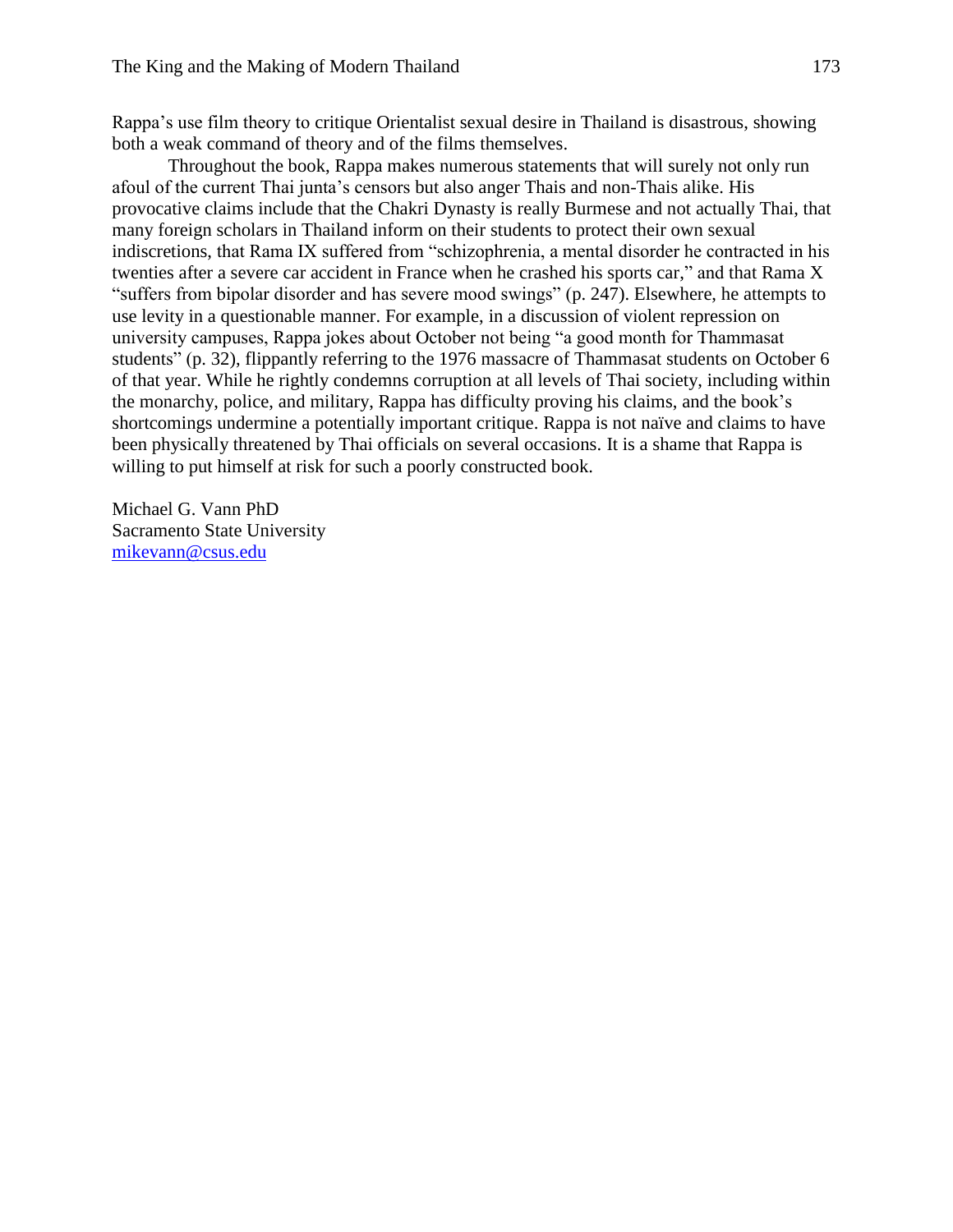Rappa's use film theory to critique Orientalist sexual desire in Thailand is disastrous, showing both a weak command of theory and of the films themselves.

Throughout the book, Rappa makes numerous statements that will surely not only run afoul of the current Thai junta's censors but also anger Thais and non-Thais alike. His provocative claims include that the Chakri Dynasty is really Burmese and not actually Thai, that many foreign scholars in Thailand inform on their students to protect their own sexual indiscretions, that Rama IX suffered from "schizophrenia, a mental disorder he contracted in his twenties after a severe car accident in France when he crashed his sports car," and that Rama X "suffers from bipolar disorder and has severe mood swings" (p. 247). Elsewhere, he attempts to use levity in a questionable manner. For example, in a discussion of violent repression on university campuses, Rappa jokes about October not being "a good month for Thammasat students" (p. 32), flippantly referring to the 1976 massacre of Thammasat students on October 6 of that year. While he rightly condemns corruption at all levels of Thai society, including within the monarchy, police, and military, Rappa has difficulty proving his claims, and the book's shortcomings undermine a potentially important critique. Rappa is not naïve and claims to have been physically threatened by Thai officials on several occasions. It is a shame that Rappa is willing to put himself at risk for such a poorly constructed book.

Michael G. Vann PhD
Sacramento State University
mikevann@csus.edu